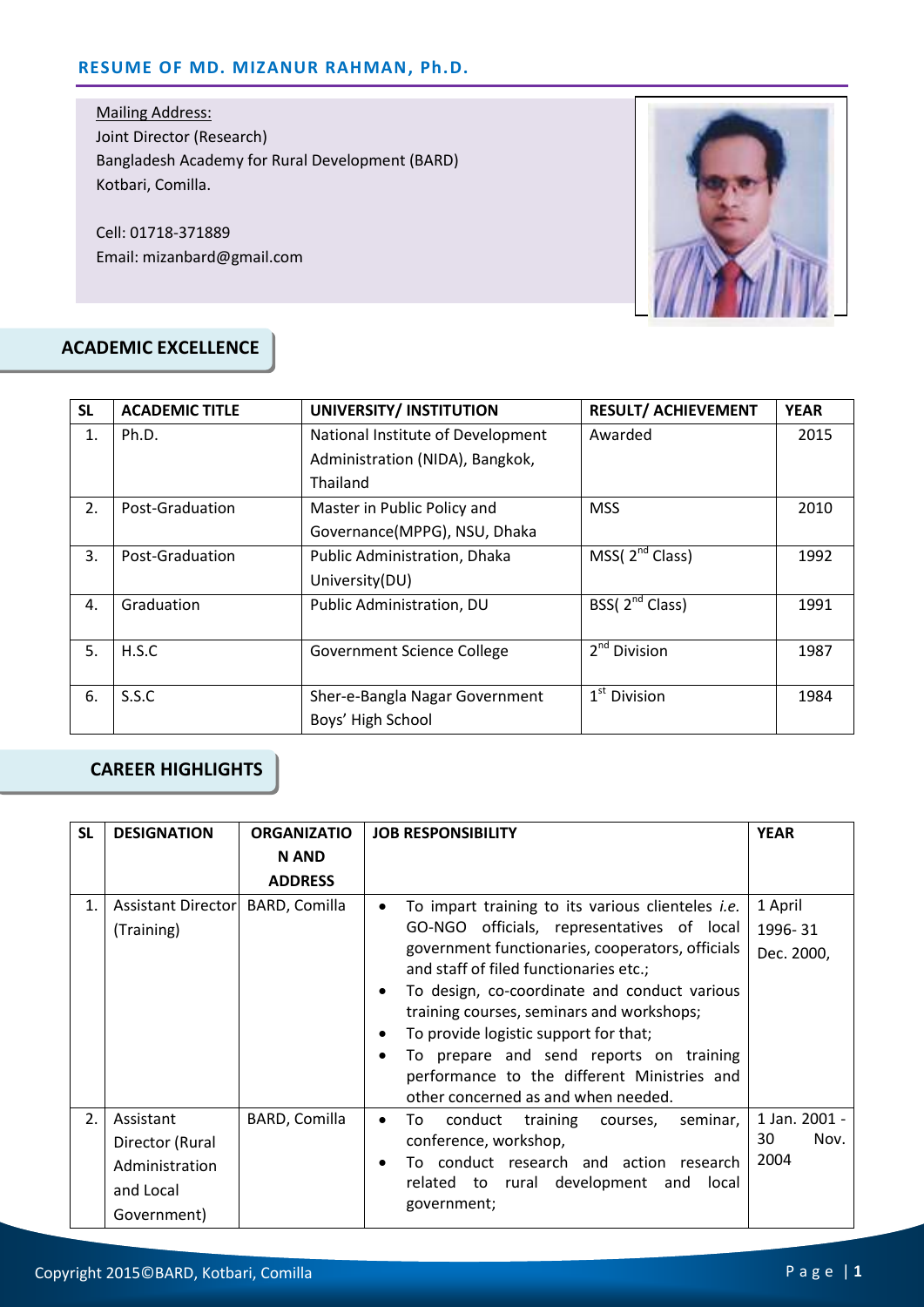# RESUME OF MD. MIZANUR RAHMAN, Ph.D.

Mailing Address:
Joint Director (Research)
Bangladesh Academy for Rural Development (BARD)
Kotbari, Comilla.

Cell: 01718-371889
Email: mizanbard@gmail.com

## ACADEMIC EXCELLENCE

| SL | ACADEMIC TITLE | UNIVERSITY/ INSTITUTION | RESULT/ ACHIEVEMENT | YEAR |
|---|---|---|---|---|
| 1. | Ph.D. | National Institute of Development Administration (NIDA), Bangkok, Thailand | Awarded | 2015 |
| 2. | Post-Graduation | Master in Public Policy and Governance(MPPG), NSU, Dhaka | MSS | 2010 |
| 3. | Post-Graduation | Public Administration, Dhaka University(DU) | MSS( 2nd Class) | 1992 |
| 4. | Graduation | Public Administration, DU | BSS( 2nd Class) | 1991 |
| 5. | H.S.C | Government Science College | 2nd Division | 1987 |
| 6. | S.S.C | Sher-e-Bangla Nagar Government Boys' High School | 1st Division | 1984 |

## CAREER HIGHLIGHTS

| SL | DESIGNATION | ORGANIZATION AND ADDRESS | JOB RESPONSIBILITY | YEAR |
|---|---|---|---|---|
| 1. | Assistant Director (Training) | BARD, Comilla | • To impart training to its various clienteles *i.e.* GO-NGO officials, representatives of local government functionaries, cooperators, officials and staff of filed functionaries etc.;<br>• To design, co-coordinate and conduct various training courses, seminars and workshops;<br>• To provide logistic support for that;<br>• To prepare and send reports on training performance to the different Ministries and other concerned as and when needed. | 1 April 1996- 31 Dec. 2000, |
| 2. | Assistant Director (Rural Administration and Local Government) | BARD, Comilla | • To conduct training courses, seminar, conference, workshop,<br>• To conduct research and action research related to rural development and local government; | 1 Jan. 2001 - 30 Nov. 2004 |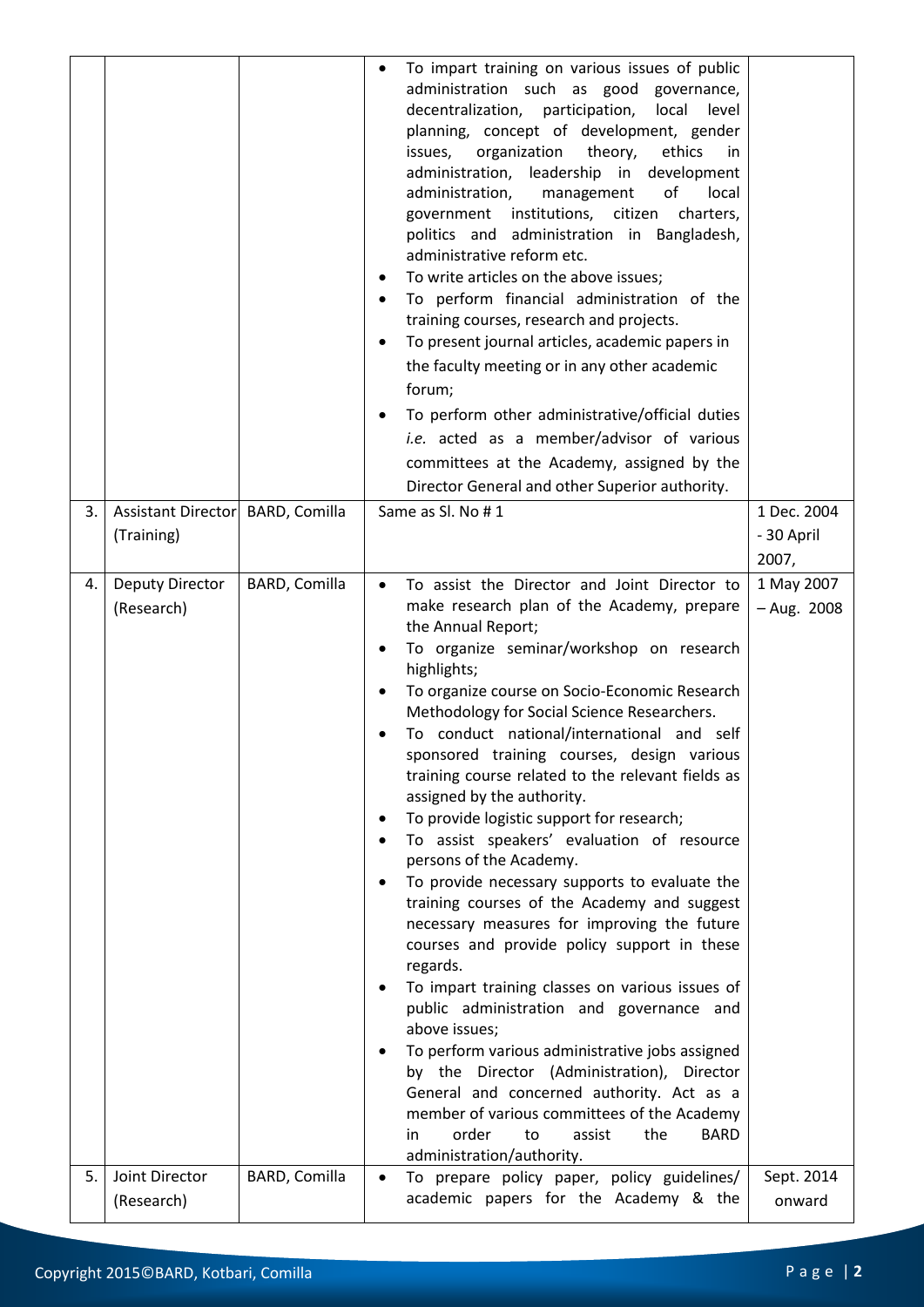| | | | | |
|---|---|---|---|---|
| | | | • To impart training on various issues of public administration such as good governance, decentralization, participation, local level planning, concept of development, gender issues, organization theory, ethics in administration, leadership in development administration, management of local government institutions, citizen charters, politics and administration in Bangladesh, administrative reform etc.<br>• To write articles on the above issues;<br>• To perform financial administration of the training courses, research and projects.<br>• To present journal articles, academic papers in the faculty meeting or in any other academic forum;<br>• To perform other administrative/official duties *i.e.* acted as a member/advisor of various committees at the Academy, assigned by the Director General and other Superior authority. | |
| 3. | Assistant Director (Training) | BARD, Comilla | Same as Sl. No # 1 | 1 Dec. 2004 - 30 April 2007, |
| 4. | Deputy Director (Research) | BARD, Comilla | • To assist the Director and Joint Director to make research plan of the Academy, prepare the Annual Report;<br>• To organize seminar/workshop on research highlights;<br>• To organize course on Socio-Economic Research Methodology for Social Science Researchers.<br>• To conduct national/international and self sponsored training courses, design various training course related to the relevant fields as assigned by the authority.<br>• To provide logistic support for research;<br>• To assist speakers' evaluation of resource persons of the Academy.<br>• To provide necessary supports to evaluate the training courses of the Academy and suggest necessary measures for improving the future courses and provide policy support in these regards.<br>• To impart training classes on various issues of public administration and governance and above issues;<br>• To perform various administrative jobs assigned by the Director (Administration), Director General and concerned authority. Act as a member of various committees of the Academy in order to assist the BARD administration/authority. | 1 May 2007 – Aug. 2008 |
| 5. | Joint Director (Research) | BARD, Comilla | • To prepare policy paper, policy guidelines/ academic papers for the Academy & the | Sept. 2014 onward |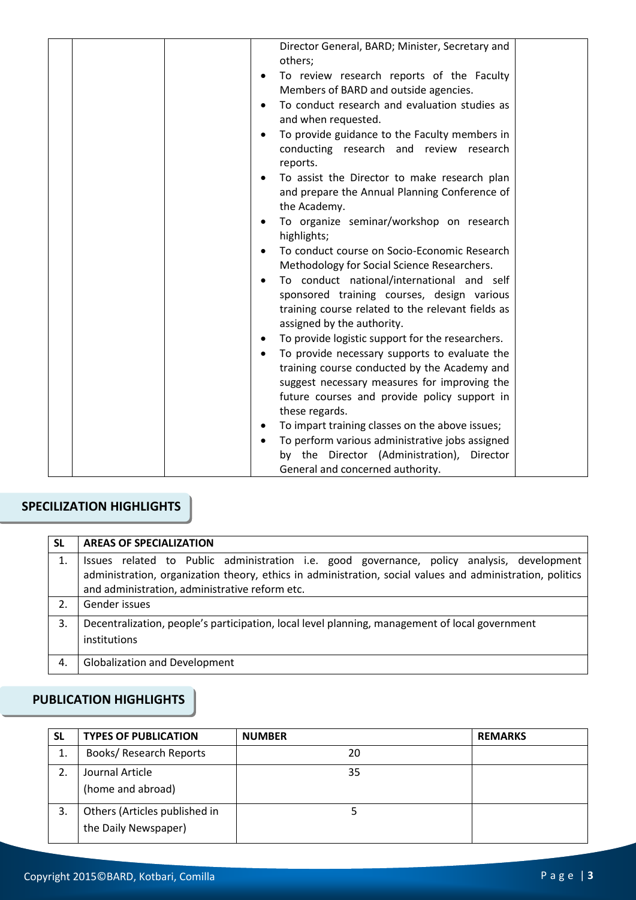| | | | | |
|---|---|---|---|---|
| | | | Director General, BARD; Minister, Secretary and others;<br>• To review research reports of the Faculty Members of BARD and outside agencies.<br>• To conduct research and evaluation studies as and when requested.<br>• To provide guidance to the Faculty members in conducting research and review research reports.<br>• To assist the Director to make research plan and prepare the Annual Planning Conference of the Academy.<br>• To organize seminar/workshop on research highlights;<br>• To conduct course on Socio-Economic Research Methodology for Social Science Researchers.<br>• To conduct national/international and self sponsored training courses, design various training course related to the relevant fields as assigned by the authority.<br>• To provide logistic support for the researchers.<br>• To provide necessary supports to evaluate the training course conducted by the Academy and suggest necessary measures for improving the future courses and provide policy support in these regards.<br>• To impart training classes on the above issues;<br>• To perform various administrative jobs assigned by the Director (Administration), Director General and concerned authority. | |

## SPECILIZATION HIGHLIGHTS

| SL | AREAS OF SPECIALIZATION |
|---|---|
| 1. | Issues related to Public administration i.e. good governance, policy analysis, development administration, organization theory, ethics in administration, social values and administration, politics and administration, administrative reform etc. |
| 2. | Gender issues |
| 3. | Decentralization, people's participation, local level planning, management of local government institutions |
| 4. | Globalization and Development |

## PUBLICATION HIGHLIGHTS

| SL | TYPES OF PUBLICATION | NUMBER | REMARKS |
|---|---|---|---|
| 1. | Books/ Research Reports | 20 | |
| 2. | Journal Article (home and abroad) | 35 | |
| 3. | Others (Articles published in the Daily Newspaper) | 5 | |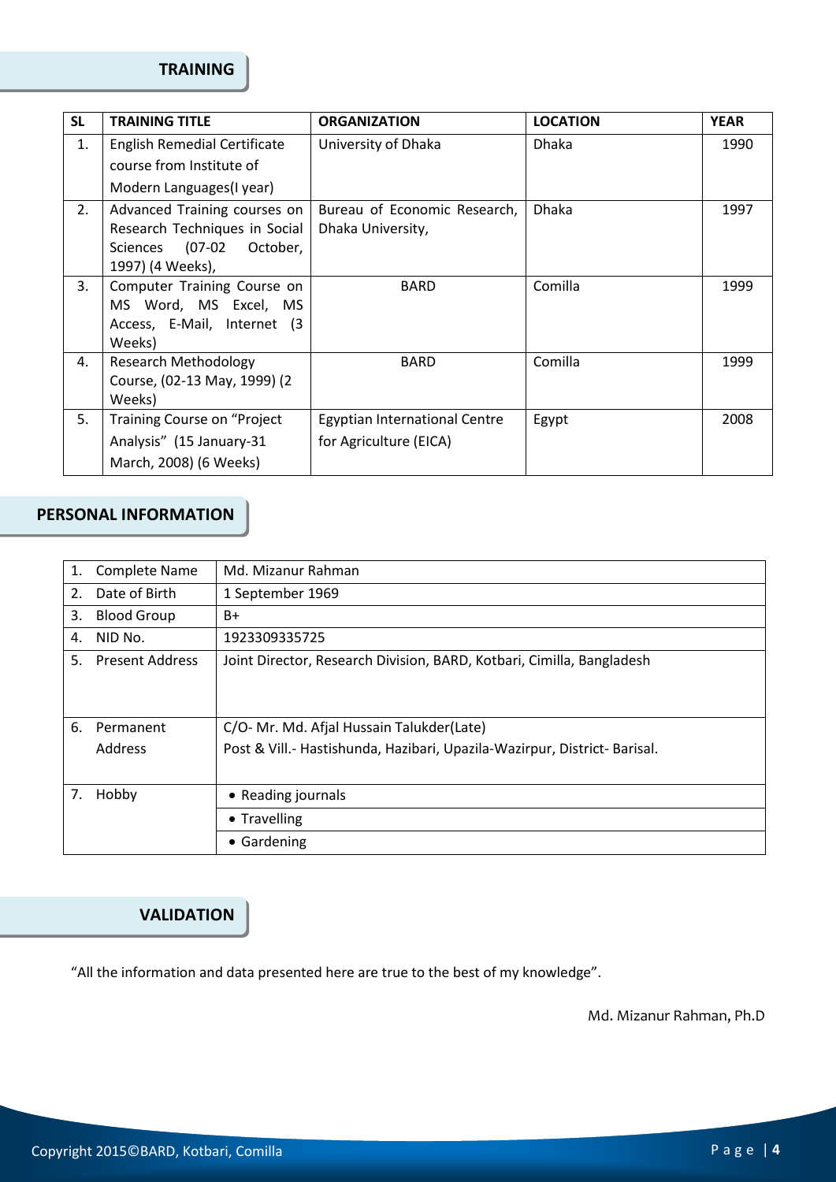## TRAINING

| SL | TRAINING TITLE | ORGANIZATION | LOCATION | YEAR |
|---|---|---|---|---|
| 1. | English Remedial Certificate course from Institute of Modern Languages(I year) | University of Dhaka | Dhaka | 1990 |
| 2. | Advanced Training courses on Research Techniques in Social Sciences (07-02 October, 1997) (4 Weeks), | Bureau of Economic Research, Dhaka University, | Dhaka | 1997 |
| 3. | Computer Training Course on MS Word, MS Excel, MS Access, E-Mail, Internet (3 Weeks) | BARD | Comilla | 1999 |
| 4. | Research Methodology Course, (02-13 May, 1999) (2 Weeks) | BARD | Comilla | 1999 |
| 5. | Training Course on "Project Analysis" (15 January-31 March, 2008) (6 Weeks) | Egyptian International Centre for Agriculture (EICA) | Egypt | 2008 |

## PERSONAL INFORMATION

| | |
|---|---|
| 1. Complete Name | Md. Mizanur Rahman |
| 2. Date of Birth | 1 September 1969 |
| 3. Blood Group | B+ |
| 4. NID No. | 1923309335725 |
| 5. Present Address | Joint Director, Research Division, BARD, Kotbari, Cimilla, Bangladesh |
| 6. Permanent Address | C/O- Mr. Md. Afjal Hussain Talukder(Late)<br>Post & Vill.- Hastishunda, Hazibari, Upazila-Wazirpur, District- Barisal. |
| 7. Hobby | • Reading journals |
| | • Travelling |
| | • Gardening |

## VALIDATION

"All the information and data presented here are true to the best of my knowledge".

Md. Mizanur Rahman, Ph.D

Copyright 2015©BARD, Kotbari, Comilla